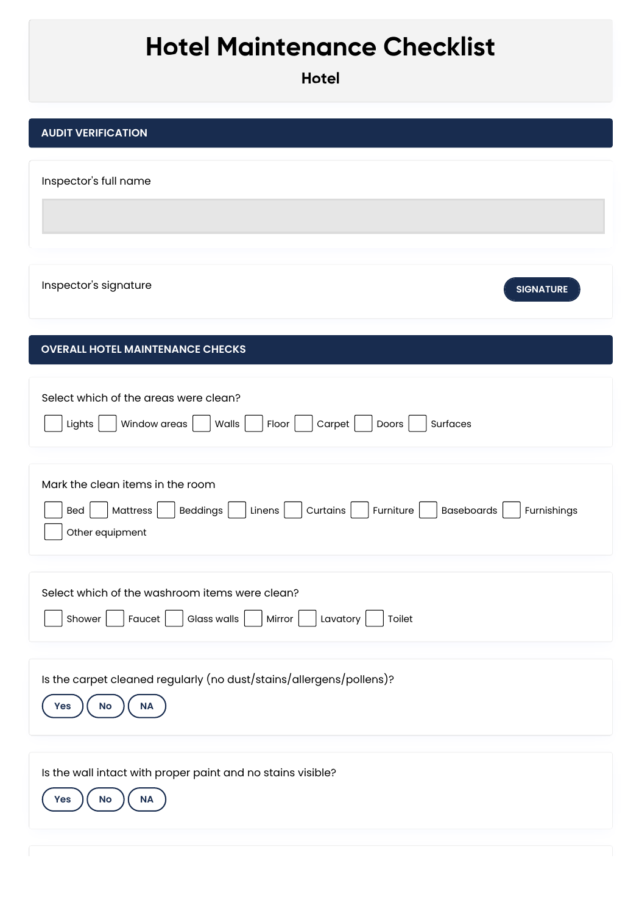# Hotel Maintenance Checklist

### Hotel

## AUDIT VERIFICATION

Inspector's full name

Inspector's signature

SIGNATURE

## OVERALL HOTEL MAINTENANCE CHECKS

Select which of the areas were clean?

- [ ] Lights
- [ ] Window areas
- [ ] Walls
- [ ] Floor
- [ ] Carpet
- [ ] Doors
- [ ] Surfaces

Mark the clean items in the room

- [ ] Bed
- [ ] Mattress
- [ ] Beddings
- [ ] Linens
- [ ] Curtains
- [ ] Furniture
- [ ] Baseboards
- [ ] Furnishings
- [ ] Other equipment

Select which of the washroom items were clean?

- [ ] Shower
- [ ] Faucet
- [ ] Glass walls
- [ ] Mirror
- [ ] Lavatory
- [ ] Toilet

Is the carpet cleaned regularly (no dust/stains/allergens/pollens)?

Yes | No | NA

Is the wall intact with proper paint and no stains visible?

Yes | No | NA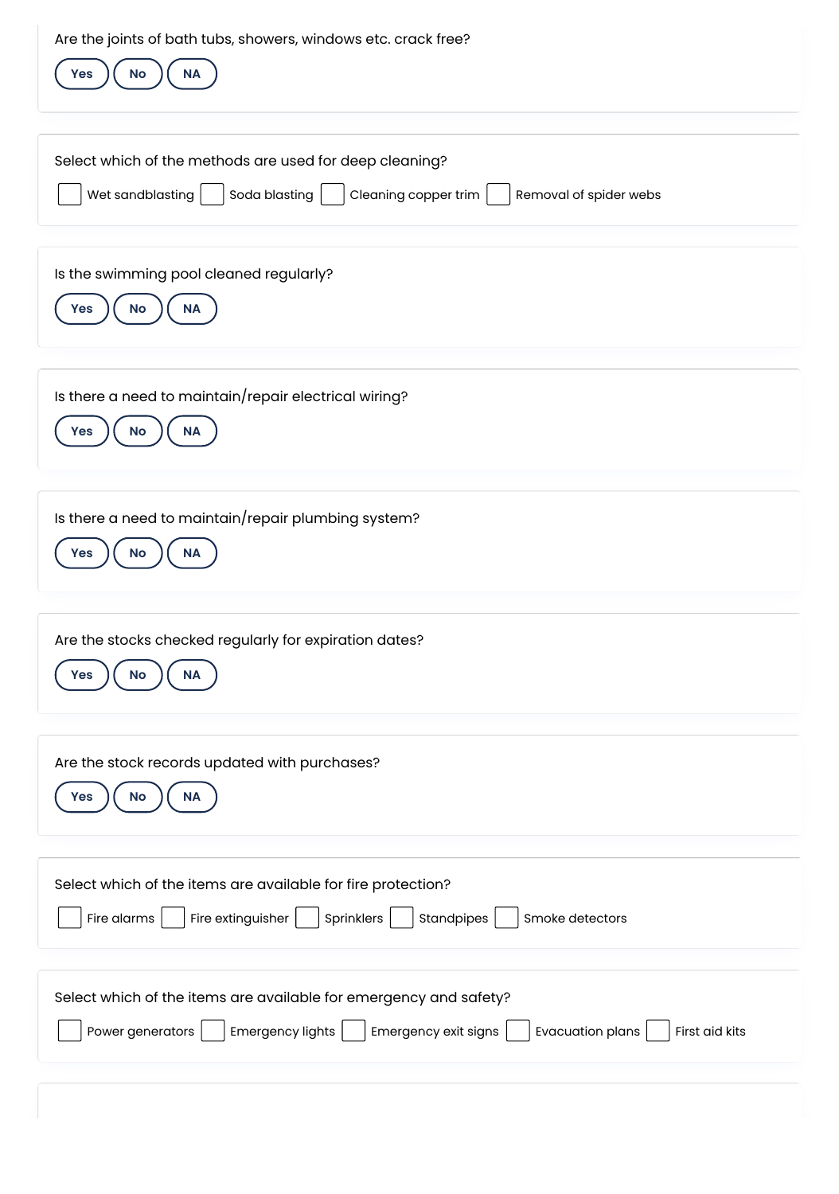Are the joints of bath tubs, showers, windows etc. crack free?

Yes | No | NA

Select which of the methods are used for deep cleaning?

- [ ] Wet sandblasting
- [ ] Soda blasting
- [ ] Cleaning copper trim
- [ ] Removal of spider webs

Is the swimming pool cleaned regularly?

Yes | No | NA

Is there a need to maintain/repair electrical wiring?

Yes | No | NA

Is there a need to maintain/repair plumbing system?

Yes | No | NA

Are the stocks checked regularly for expiration dates?

Yes | No | NA

Are the stock records updated with purchases?

Yes | No | NA

Select which of the items are available for fire protection?

- [ ] Fire alarms
- [ ] Fire extinguisher
- [ ] Sprinklers
- [ ] Standpipes
- [ ] Smoke detectors

Select which of the items are available for emergency and safety?

- [ ] Power generators
- [ ] Emergency lights
- [ ] Emergency exit signs
- [ ] Evacuation plans
- [ ] First aid kits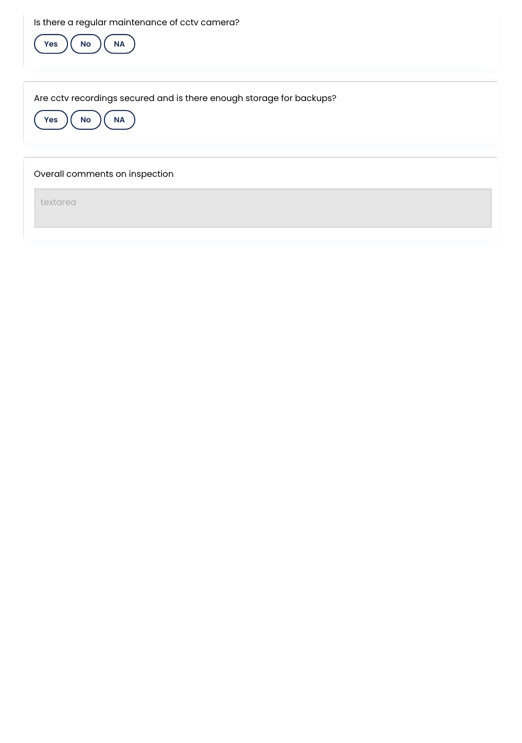Is there a regular maintenance of cctv camera?

Yes No NA

Are cctv recordings secured and is there enough storage for backups?

Yes No NA

Overall comments on inspection

textarea